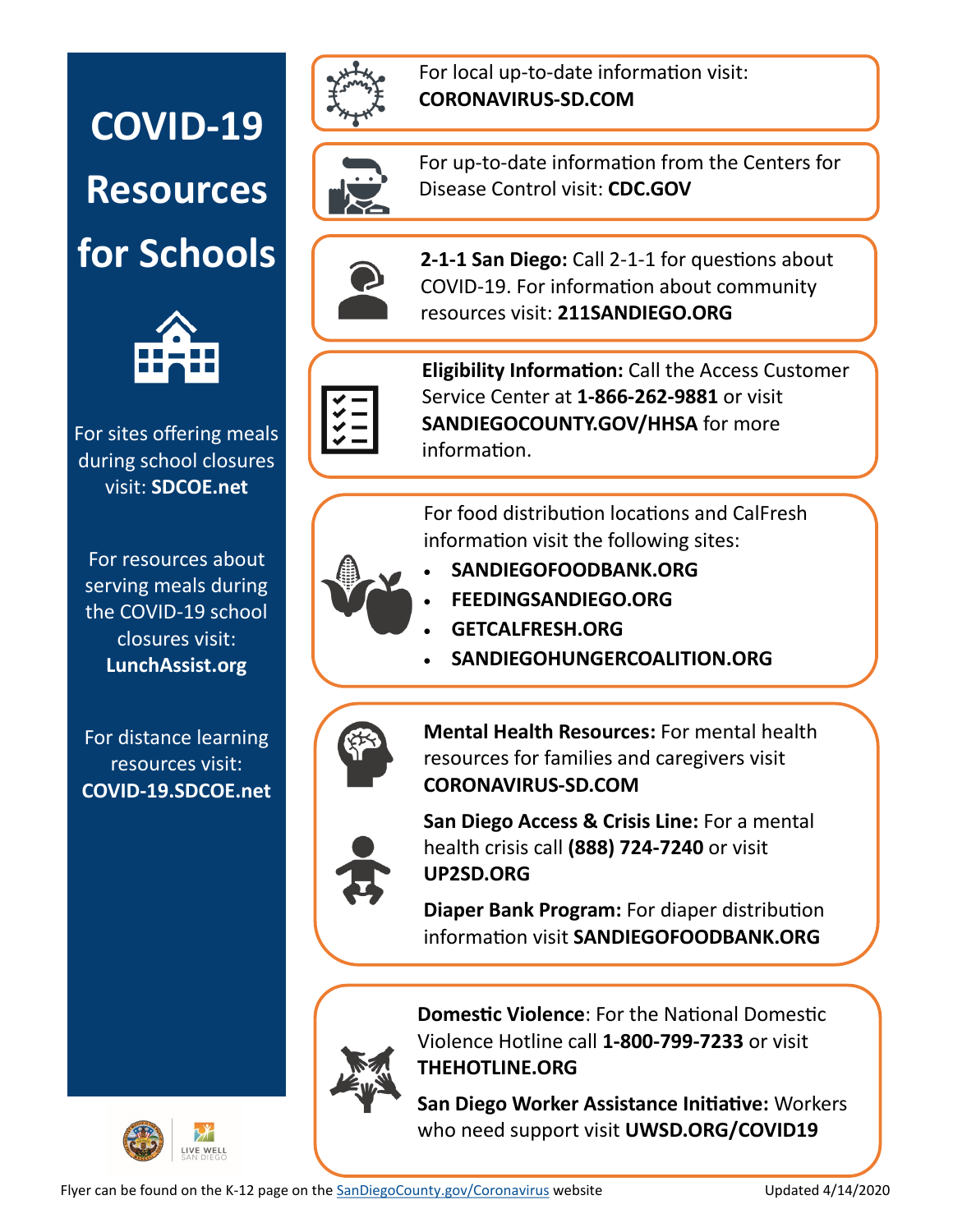# COVID-19 Resources for Schools

For sites offering meals during school closures visit: **SDCOE.net**

For resources about serving meals during the COVID-19 school closures visit: **LunchAssist.org**

For distance learning resources visit: **COVID-19.SDCOE.net**

For local up-to-date information visit: **CORONAVIRUS-SD.COM**

For up-to-date information from the Centers for Disease Control visit: **CDC.GOV**

**2-1-1 San Diego:** Call 2-1-1 for questions about COVID-19. For information about community resources visit: **211SANDIEGO.ORG**

**Eligibility Information:** Call the Access Customer Service Center at **1-866-262-9881** or visit **SANDIEGOCOUNTY.GOV/HHSA** for more information.

For food distribution locations and CalFresh information visit the following sites:

- **SANDIEGOFOODBANK.ORG**
- **FEEDINGSANDIEGO.ORG**
- **GETCALFRESH.ORG**
- **SANDIEGOHUNGERCOALITION.ORG**

**Mental Health Resources:** For mental health resources for families and caregivers visit **CORONAVIRUS-SD.COM**

**San Diego Access & Crisis Line:** For a mental health crisis call **(888) 724-7240** or visit **UP2SD.ORG**

**Diaper Bank Program:** For diaper distribution information visit **SANDIEGOFOODBANK.ORG**

**Domestic Violence**: For the National Domestic Violence Hotline call **1-800-799-7233** or visit **THEHOTLINE.ORG**

**San Diego Worker Assistance Initiative:** Workers who need support visit **UWSD.ORG/COVID19**

LIVE WELL SAN DIEGO

Flyer can be found on the K-12 page on the SanDiegoCounty.gov/Coronavirus website

Updated 4/14/2020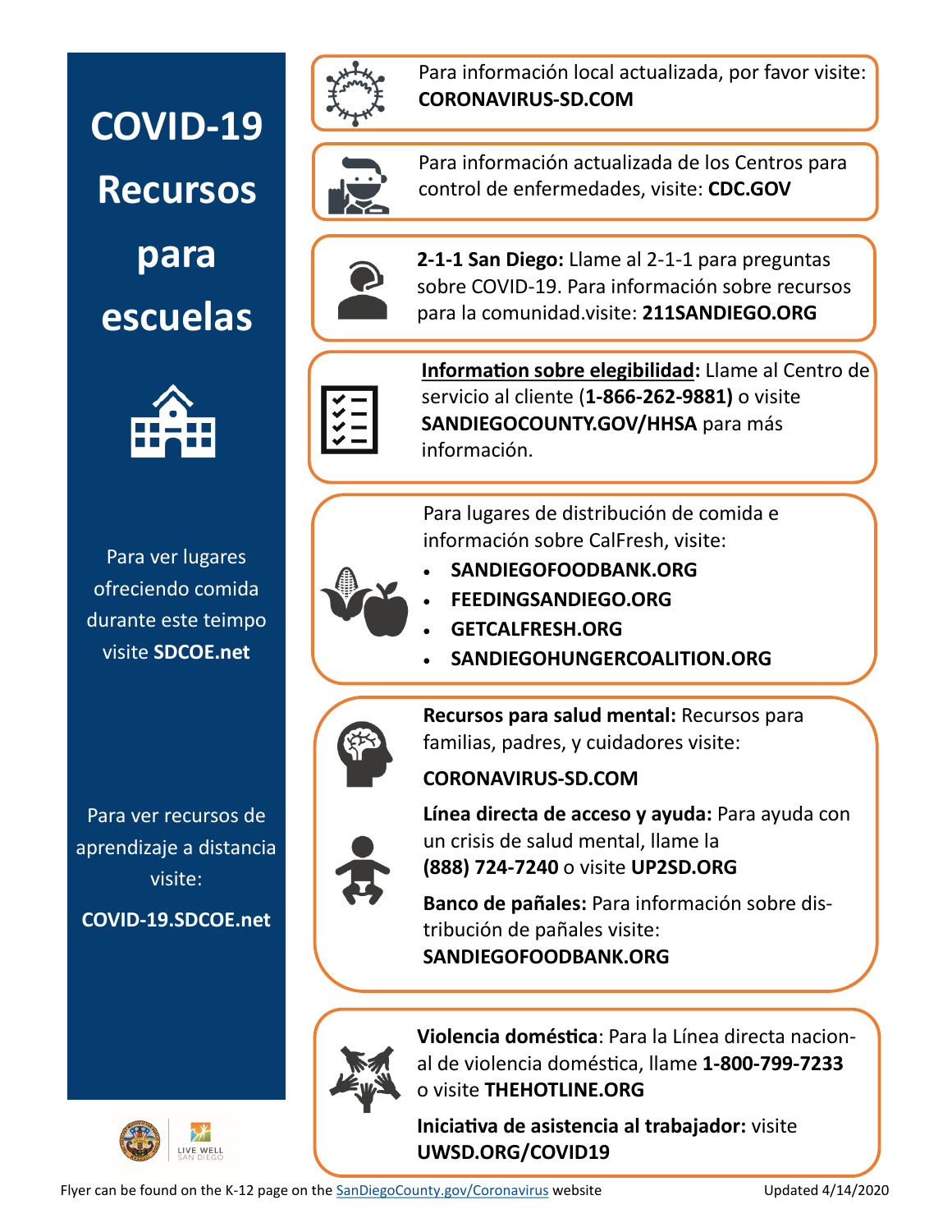# COVID-19 Recursos para escuelas

Para ver lugares ofreciendo comida durante este teimpo visite **SDCOE.net**

Para ver recursos de aprendizaje a distancia visite:

**COVID-19.SDCOE.net**

Para información local actualizada, por favor visite: **CORONAVIRUS-SD.COM**

Para información actualizada de los Centros para control de enfermedades, visite: **CDC.GOV**

**2-1-1 San Diego:** Llame al 2-1-1 para preguntas sobre COVID-19. Para información sobre recursos para la comunidad.visite: **211SANDIEGO.ORG**

**Information sobre elegibilidad:** Llame al Centro de servicio al cliente (**1-866-262-9881)** o visite **SANDIEGOCOUNTY.GOV/HHSA** para más información.

Para lugares de distribución de comida e información sobre CalFresh, visite:

- **SANDIEGOFOODBANK.ORG**
- **FEEDINGSANDIEGO.ORG**
- **GETCALFRESH.ORG**
- **SANDIEGOHUNGERCOALITION.ORG**

**Recursos para salud mental:** Recursos para familias, padres, y cuidadores visite:

**CORONAVIRUS-SD.COM**

**Línea directa de acceso y ayuda:** Para ayuda con un crisis de salud mental, llame la **(888) 724-7240** o visite **UP2SD.ORG**

**Banco de pañales:** Para información sobre distribución de pañales visite: **SANDIEGOFOODBANK.ORG**

**Violencia doméstica**: Para la Línea directa nacional de violencia doméstica, llame **1-800-799-7233** o visite **THEHOTLINE.ORG**

**Iniciativa de asistencia al trabajador:** visite **UWSD.ORG/COVID19**

LIVE WELL SAN DIEGO

Flyer can be found on the K-12 page on the SanDiegoCounty.gov/Coronavirus website

Updated 4/14/2020